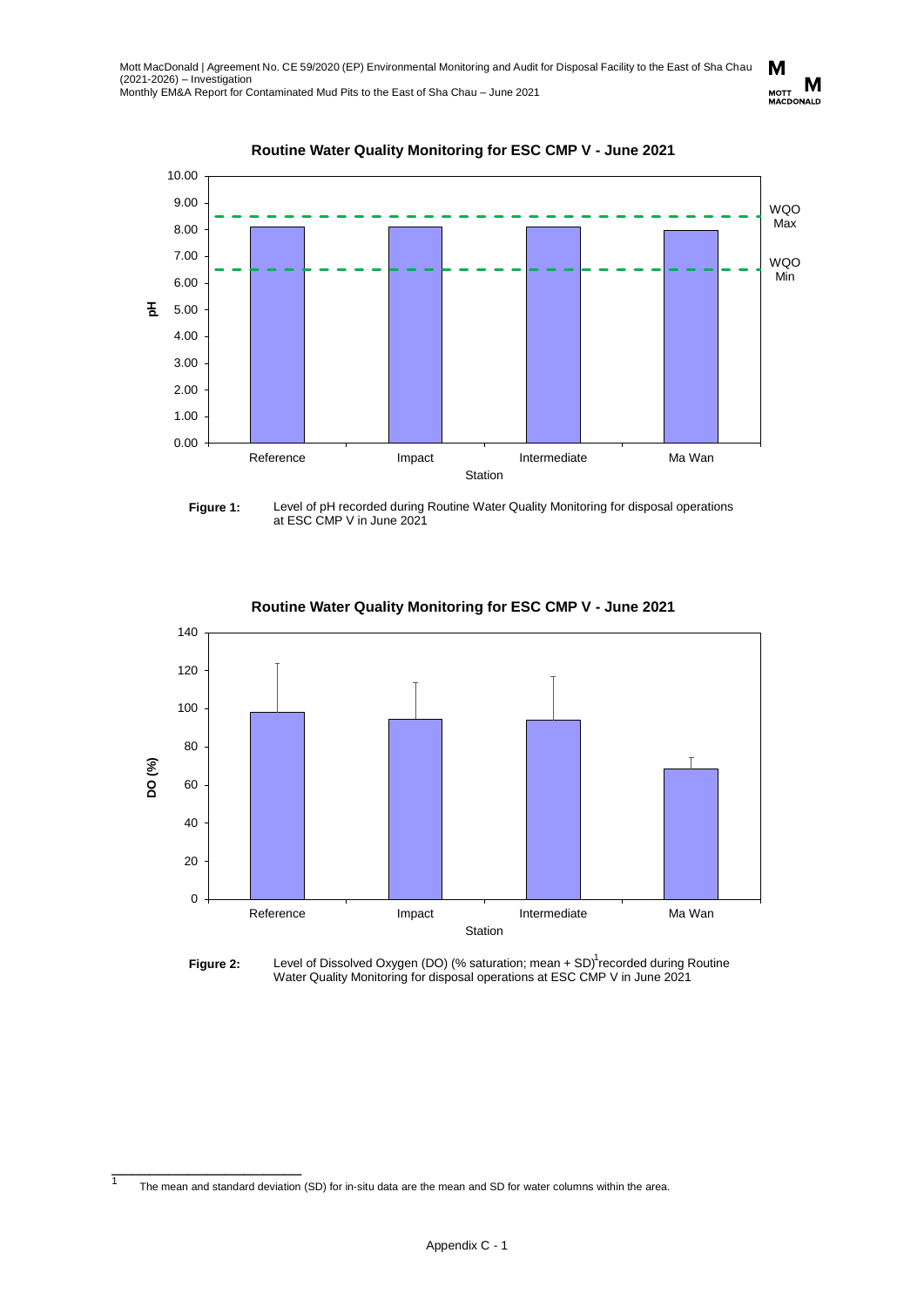**Routine Water Quality Monitoring for ESC CMP V - June 2021**

**Figure 1:** Level of pH recorded during Routine Water Quality Monitoring for disposal operations at ESC CMP V in June 2021

**Routine Water Quality Monitoring for ESC CMP V - June 2021**

**Figure 2:** Level of Dissolved Oxygen (DO) (% saturation; mean + SD)[1] recorded during Routine Water Quality Monitoring for disposal operations at ESC CMP V in June 2021

[1] The mean and standard deviation (SD) for in-situ data are the mean and SD for water columns within the area.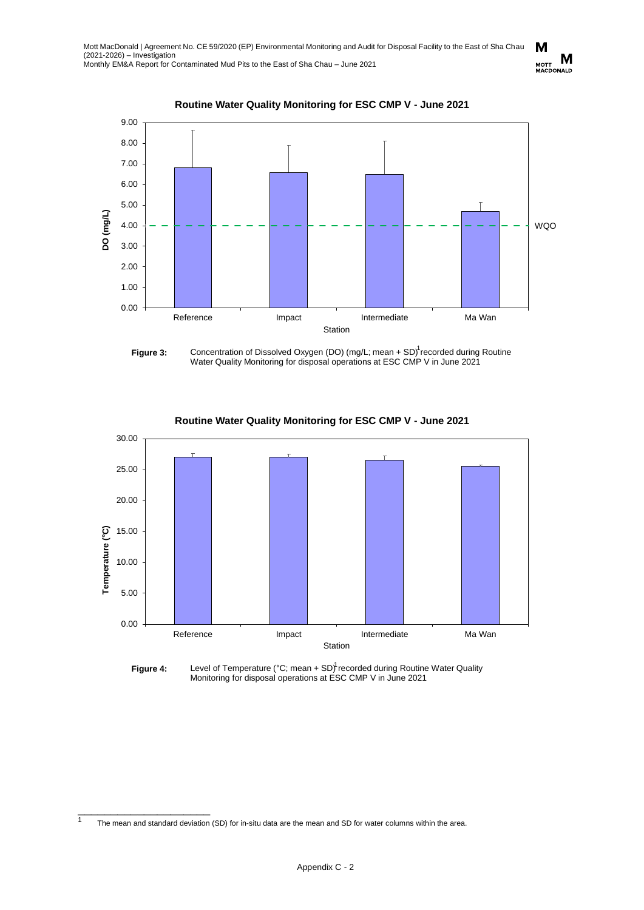**Routine Water Quality Monitoring for ESC CMP V - June 2021**

**Figure 3:** Concentration of Dissolved Oxygen (DO) (mg/L; mean + SD)[1] recorded during Routine Water Quality Monitoring for disposal operations at ESC CMP V in June 2021

**Routine Water Quality Monitoring for ESC CMP V - June 2021**

**Figure 4:** Level of Temperature (°C; mean + SD)[1] recorded during Routine Water Quality Monitoring for disposal operations at ESC CMP V in June 2021

[1] The mean and standard deviation (SD) for in-situ data are the mean and SD for water columns within the area.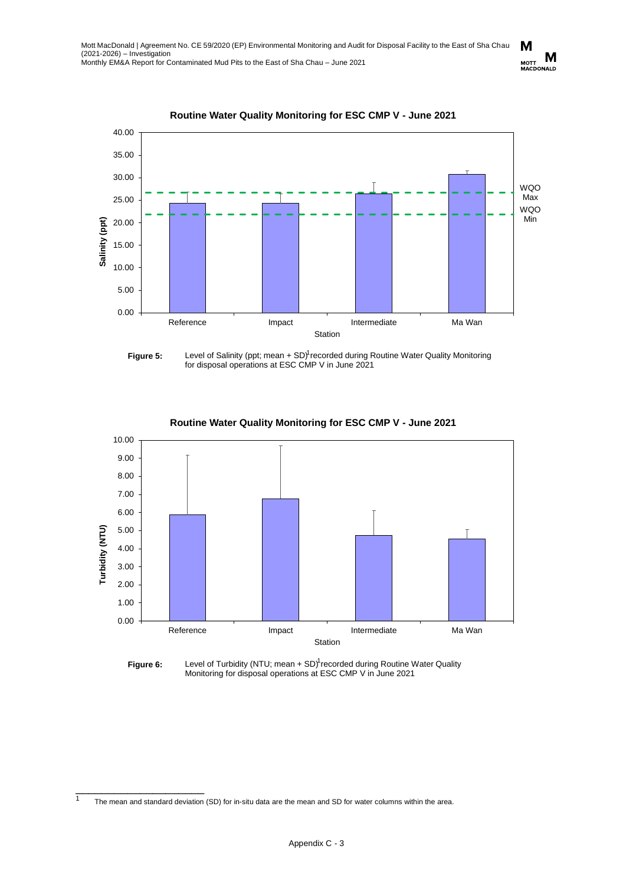**Routine Water Quality Monitoring for ESC CMP V - June 2021**

**Figure 5:** Level of Salinity (ppt; mean + SD)[1] recorded during Routine Water Quality Monitoring for disposal operations at ESC CMP V in June 2021

**Routine Water Quality Monitoring for ESC CMP V - June 2021**

**Figure 6:** Level of Turbidity (NTU; mean + SD)[1] recorded during Routine Water Quality Monitoring for disposal operations at ESC CMP V in June 2021

---

[1] The mean and standard deviation (SD) for in-situ data are the mean and SD for water columns within the area.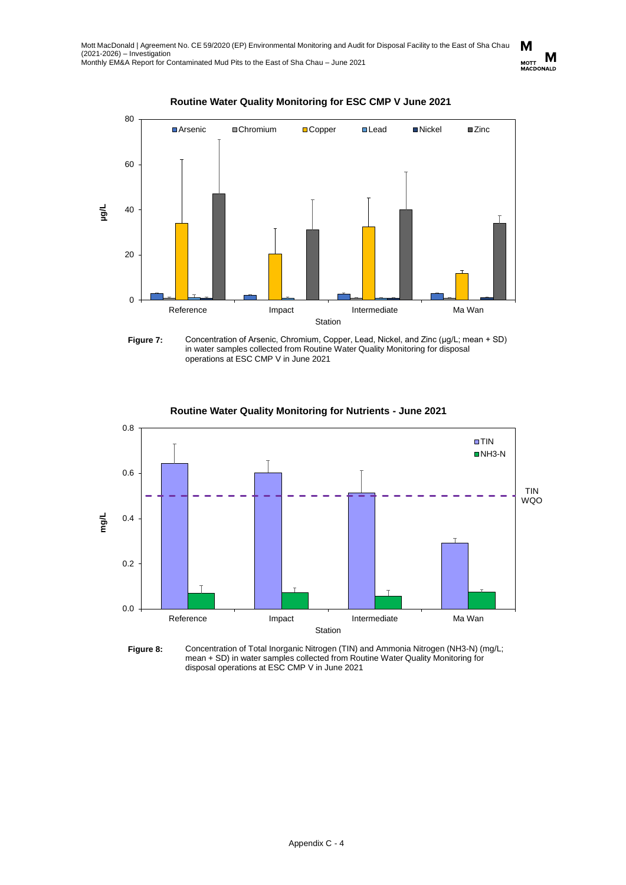**Routine Water Quality Monitoring for ESC CMP V June 2021**

**Figure 7:** Concentration of Arsenic, Chromium, Copper, Lead, Nickel, and Zinc (µg/L; mean + SD) in water samples collected from Routine Water Quality Monitoring for disposal operations at ESC CMP V in June 2021

**Routine Water Quality Monitoring for Nutrients - June 2021**

**Figure 8:** Concentration of Total Inorganic Nitrogen (TIN) and Ammonia Nitrogen (NH3-N) (mg/L; mean + SD) in water samples collected from Routine Water Quality Monitoring for disposal operations at ESC CMP V in June 2021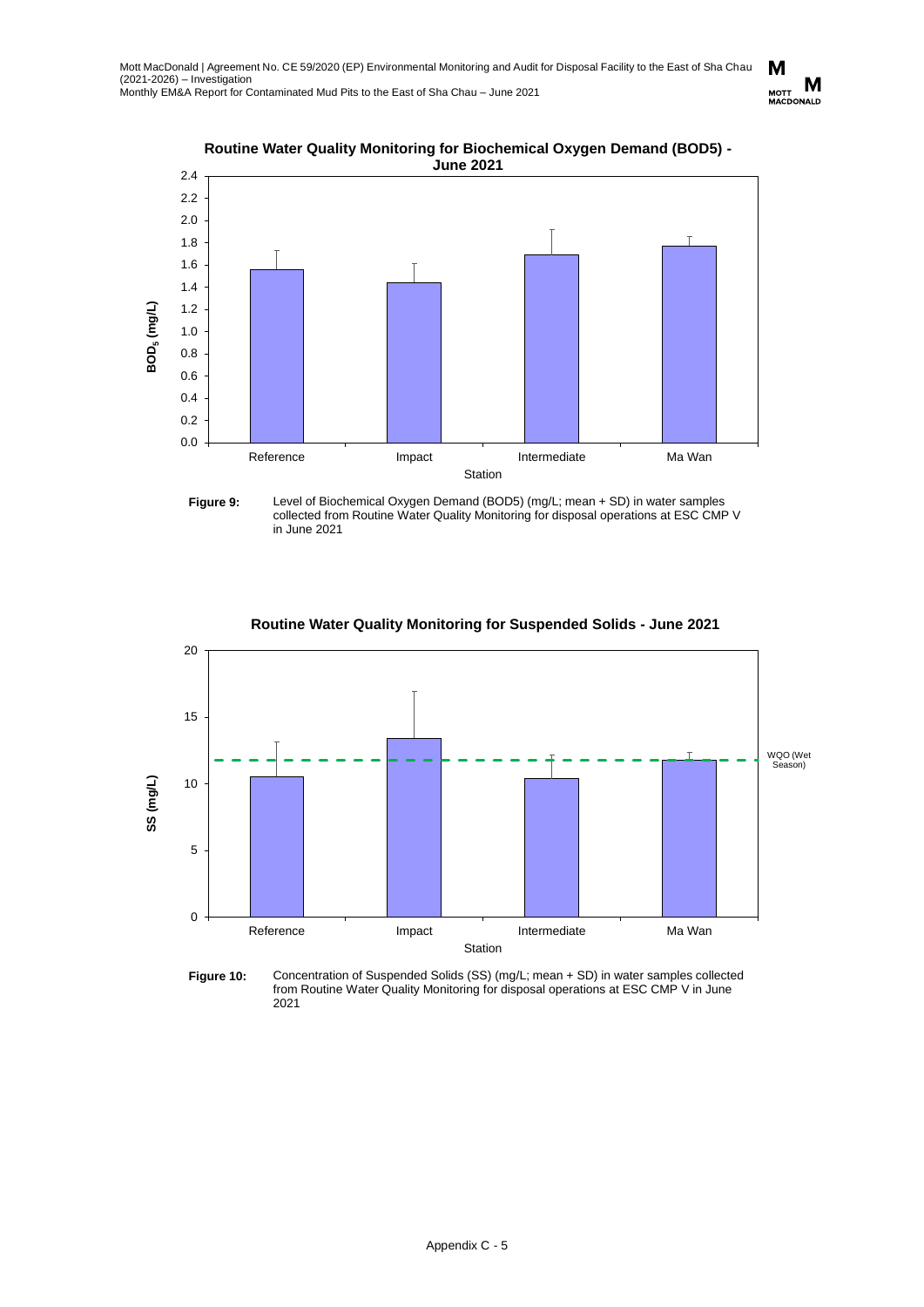**Routine Water Quality Monitoring for Biochemical Oxygen Demand (BOD5) - June 2021**

**Figure 9:** Level of Biochemical Oxygen Demand (BOD5) (mg/L; mean + SD) in water samples collected from Routine Water Quality Monitoring for disposal operations at ESC CMP V in June 2021

**Routine Water Quality Monitoring for Suspended Solids - June 2021**

**Figure 10:** Concentration of Suspended Solids (SS) (mg/L; mean + SD) in water samples collected from Routine Water Quality Monitoring for disposal operations at ESC CMP V in June 2021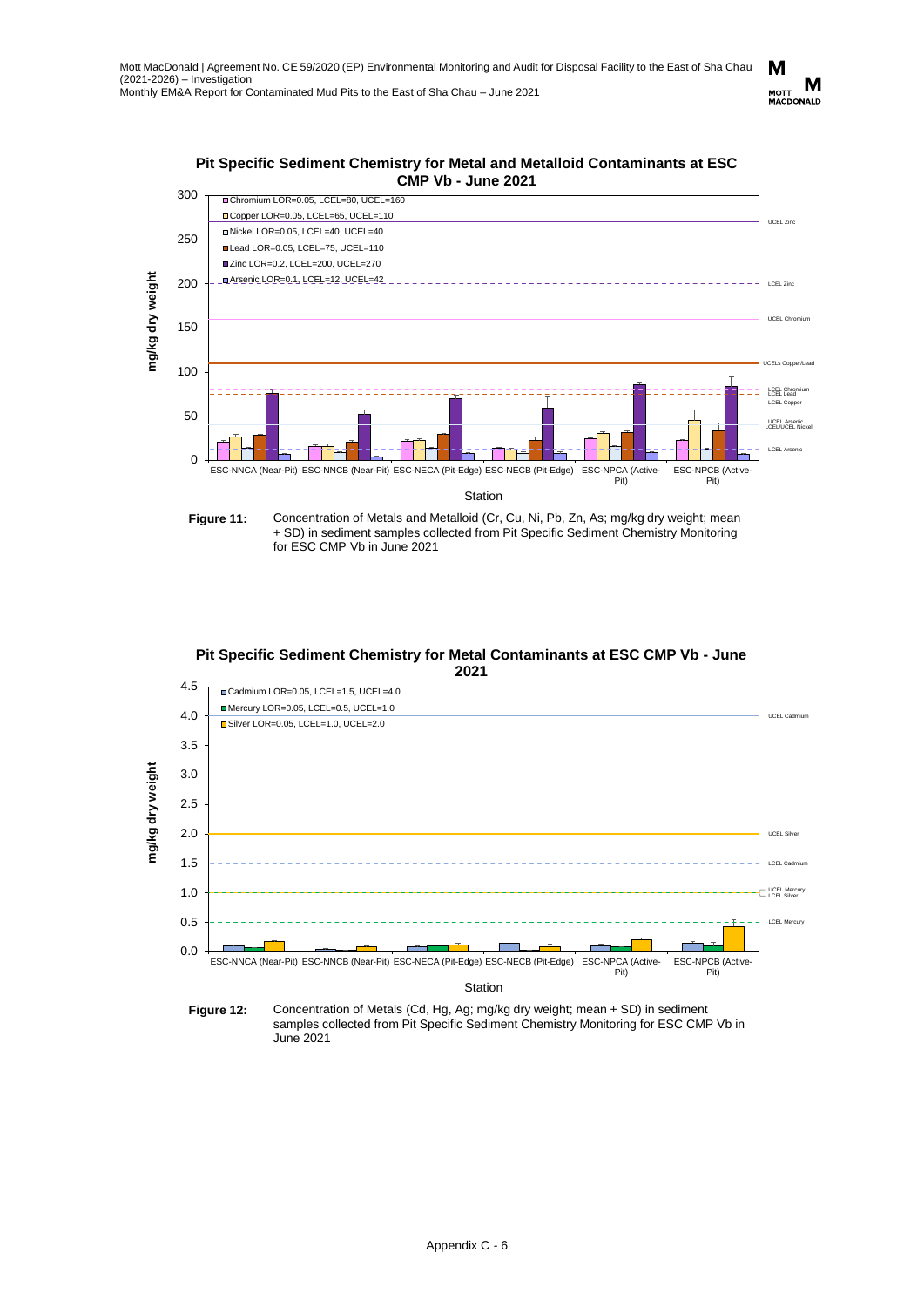**Pit Specific Sediment Chemistry for Metal and Metalloid Contaminants at ESC CMP Vb - June 2021**

- Chromium LOR=0.05, LCEL=80, UCEL=160
- Copper LOR=0.05, LCEL=65, UCEL=110
- Nickel LOR=0.05, LCEL=40, UCEL=40
- Lead LOR=0.05, LCEL=75, UCEL=110
- Zinc LOR=0.2, LCEL=200, UCEL=270
- Arsenic LOR=0.1, LCEL=12, UCEL=42

mg/kg dry weight

Station: ESC-NNCA (Near-Pit), ESC-NNCB (Near-Pit), ESC-NECA (Pit-Edge), ESC-NECB (Pit-Edge), ESC-NPCA (Active-Pit), ESC-NPCB (Active-Pit)

UCEL Zinc; LCEL Zinc; UCEL Chromium; UCELs Copper/Lead; LCEL Chromium; LCEL Lead; LCEL Copper; UCEL Arsenic; LCEL/UCEL Nickel; LCEL Arsenic

**Figure 11:** Concentration of Metals and Metalloid (Cr, Cu, Ni, Pb, Zn, As; mg/kg dry weight; mean + SD) in sediment samples collected from Pit Specific Sediment Chemistry Monitoring for ESC CMP Vb in June 2021

**Pit Specific Sediment Chemistry for Metal Contaminants at ESC CMP Vb - June 2021**

- Cadmium LOR=0.05, LCEL=1.5, UCEL=4.0
- Mercury LOR=0.05, LCEL=0.5, UCEL=1.0
- Silver LOR=0.05, LCEL=1.0, UCEL=2.0

mg/kg dry weight

Station: ESC-NNCA (Near-Pit), ESC-NNCB (Near-Pit), ESC-NECA (Pit-Edge), ESC-NECB (Pit-Edge), ESC-NPCA (Active-Pit), ESC-NPCB (Active-Pit)

UCEL Cadmium; UCEL Silver; LCEL Cadmium; UCEL Mercury; LCEL Silver; LCEL Mercury

**Figure 12:** Concentration of Metals (Cd, Hg, Ag; mg/kg dry weight; mean + SD) in sediment samples collected from Pit Specific Sediment Chemistry Monitoring for ESC CMP Vb in June 2021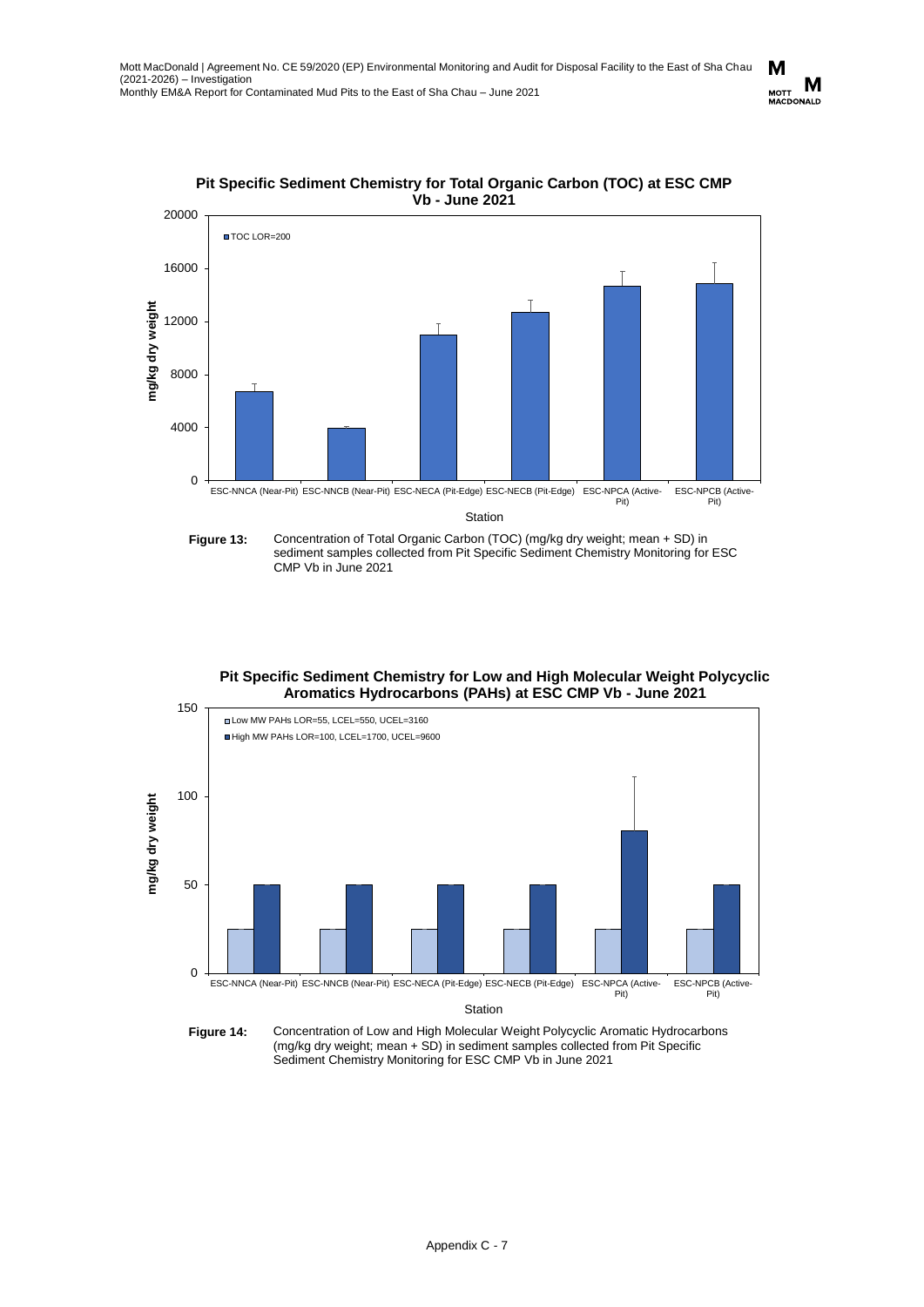**Pit Specific Sediment Chemistry for Total Organic Carbon (TOC) at ESC CMP Vb - June 2021**

**Figure 13:** Concentration of Total Organic Carbon (TOC) (mg/kg dry weight; mean + SD) in sediment samples collected from Pit Specific Sediment Chemistry Monitoring for ESC CMP Vb in June 2021

**Pit Specific Sediment Chemistry for Low and High Molecular Weight Polycyclic Aromatics Hydrocarbons (PAHs) at ESC CMP Vb - June 2021**

**Figure 14:** Concentration of Low and High Molecular Weight Polycyclic Aromatic Hydrocarbons (mg/kg dry weight; mean + SD) in sediment samples collected from Pit Specific Sediment Chemistry Monitoring for ESC CMP Vb in June 2021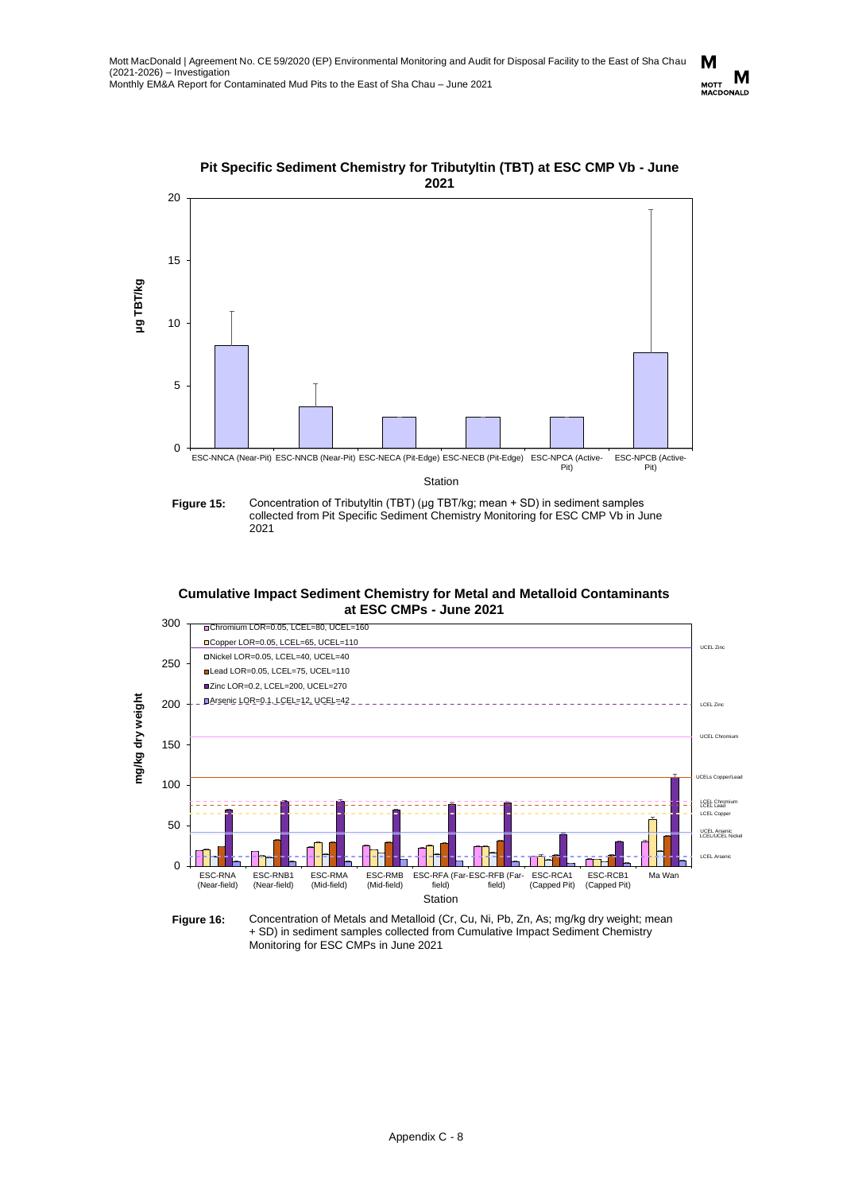**Pit Specific Sediment Chemistry for Tributyltin (TBT) at ESC CMP Vb - June 2021**

**Figure 15:** Concentration of Tributyltin (TBT) (µg TBT/kg; mean + SD) in sediment samples collected from Pit Specific Sediment Chemistry Monitoring for ESC CMP Vb in June 2021

**Cumulative Impact Sediment Chemistry for Metal and Metalloid Contaminants at ESC CMPs - June 2021**

**Figure 16:** Concentration of Metals and Metalloid (Cr, Cu, Ni, Pb, Zn, As; mg/kg dry weight; mean + SD) in sediment samples collected from Cumulative Impact Sediment Chemistry Monitoring for ESC CMPs in June 2021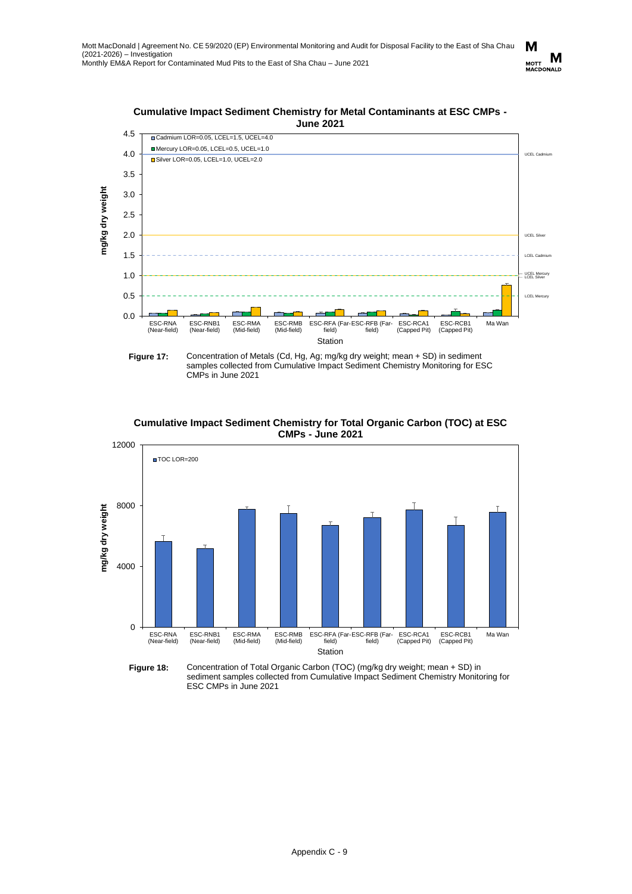**Cumulative Impact Sediment Chemistry for Metal Contaminants at ESC CMPs - June 2021**

Figure 17: Concentration of Metals (Cd, Hg, Ag; mg/kg dry weight; mean + SD) in sediment samples collected from Cumulative Impact Sediment Chemistry Monitoring for ESC CMPs in June 2021

**Cumulative Impact Sediment Chemistry for Total Organic Carbon (TOC) at ESC CMPs - June 2021**

Figure 18: Concentration of Total Organic Carbon (TOC) (mg/kg dry weight; mean + SD) in sediment samples collected from Cumulative Impact Sediment Chemistry Monitoring for ESC CMPs in June 2021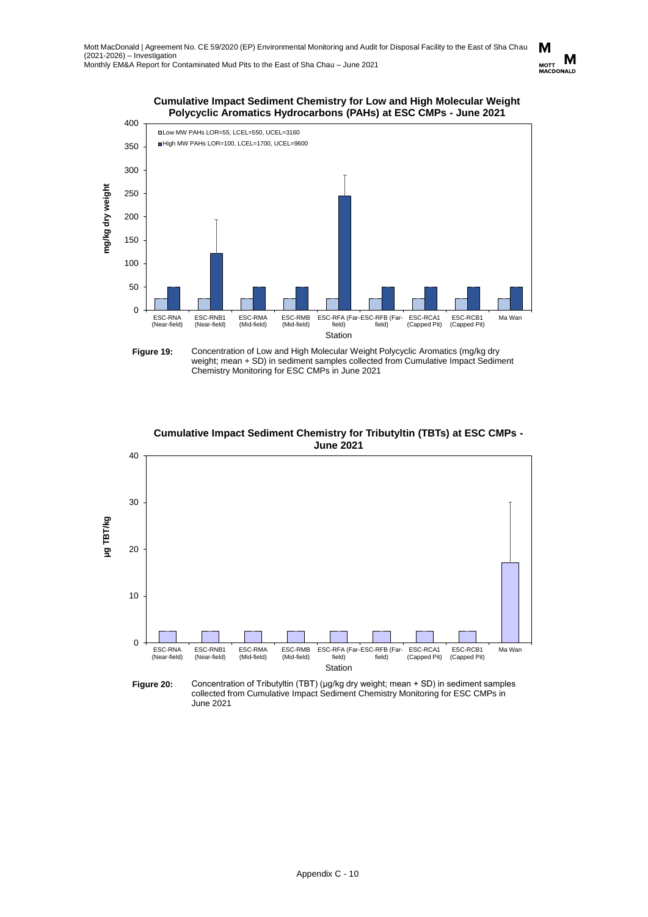**Cumulative Impact Sediment Chemistry for Low and High Molecular Weight Polycyclic Aromatics Hydrocarbons (PAHs) at ESC CMPs - June 2021**

Low MW PAHs LOR=55, LCEL=550, UCEL=3160

High MW PAHs LOR=100, LCEL=1700, UCEL=9600

mg/kg dry weight

0
50
100
150
200
250
300
350
400

ESC-RNA (Near-field)
ESC-RNB1 (Near-field)
ESC-RMA (Mid-field)
ESC-RMB (Mid-field)
ESC-RFA (Far-field)
ESC-RFB (Far-field)
ESC-RCA1 (Capped Pit)
ESC-RCB1 (Capped Pit)
Ma Wan

Station

**Figure 19:** Concentration of Low and High Molecular Weight Polycyclic Aromatics (mg/kg dry weight; mean + SD) in sediment samples collected from Cumulative Impact Sediment Chemistry Monitoring for ESC CMPs in June 2021

**Cumulative Impact Sediment Chemistry for Tributyltin (TBTs) at ESC CMPs - June 2021**

µg TBT/kg

0
10
20
30
40

ESC-RNA (Near-field)
ESC-RNB1 (Near-field)
ESC-RMA (Mid-field)
ESC-RMB (Mid-field)
ESC-RFA (Far-field)
ESC-RFB (Far-field)
ESC-RCA1 (Capped Pit)
ESC-RCB1 (Capped Pit)
Ma Wan

Station

**Figure 20:** Concentration of Tributyltin (TBT) (µg/kg dry weight; mean + SD) in sediment samples collected from Cumulative Impact Sediment Chemistry Monitoring for ESC CMPs in June 2021